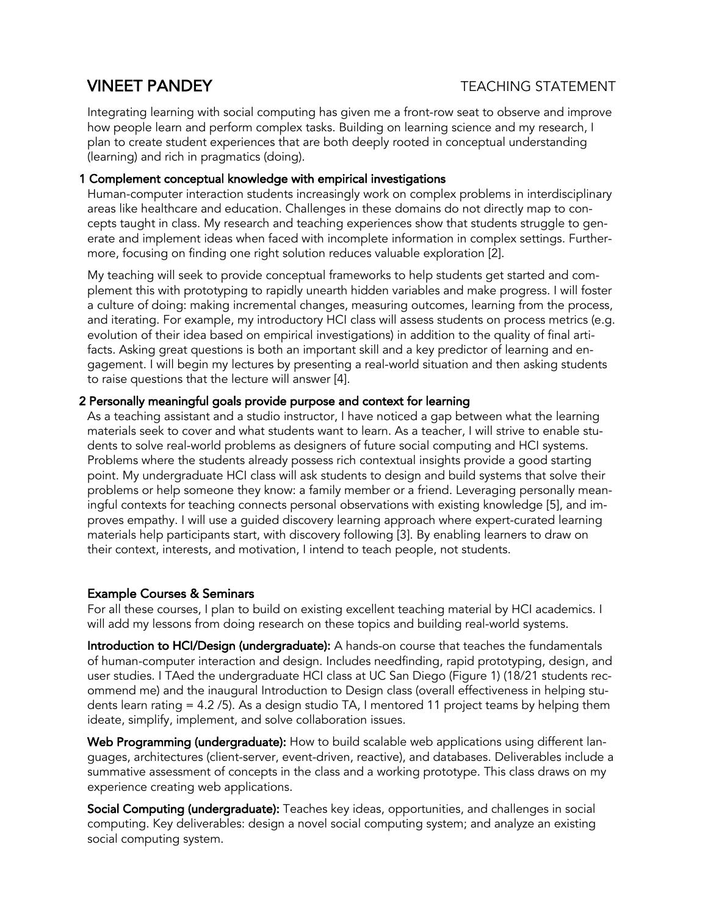# VINEET PANDEY

TEACHING STATEMENT

Integrating learning with social computing has given me a front-row seat to observe and improve how people learn and perform complex tasks. Building on learning science and my research, I plan to create student experiences that are both deeply rooted in conceptual understanding (learning) and rich in pragmatics (doing).

## 1 Complement conceptual knowledge with empirical investigations

Human-computer interaction students increasingly work on complex problems in interdisciplinary areas like healthcare and education. Challenges in these domains do not directly map to concepts taught in class. My research and teaching experiences show that students struggle to generate and implement ideas when faced with incomplete information in complex settings. Furthermore, focusing on finding one right solution reduces valuable exploration [2].

My teaching will seek to provide conceptual frameworks to help students get started and complement this with prototyping to rapidly unearth hidden variables and make progress. I will foster a culture of doing: making incremental changes, measuring outcomes, learning from the process, and iterating. For example, my introductory HCI class will assess students on process metrics (e.g. evolution of their idea based on empirical investigations) in addition to the quality of final artifacts. Asking great questions is both an important skill and a key predictor of learning and engagement. I will begin my lectures by presenting a real-world situation and then asking students to raise questions that the lecture will answer [4].

## 2 Personally meaningful goals provide purpose and context for learning

As a teaching assistant and a studio instructor, I have noticed a gap between what the learning materials seek to cover and what students want to learn. As a teacher, I will strive to enable students to solve real-world problems as designers of future social computing and HCI systems. Problems where the students already possess rich contextual insights provide a good starting point. My undergraduate HCI class will ask students to design and build systems that solve their problems or help someone they know: a family member or a friend. Leveraging personally meaningful contexts for teaching connects personal observations with existing knowledge [5], and improves empathy. I will use a guided discovery learning approach where expert-curated learning materials help participants start, with discovery following [3]. By enabling learners to draw on their context, interests, and motivation, I intend to teach people, not students.

## Example Courses & Seminars

For all these courses, I plan to build on existing excellent teaching material by HCI academics. I will add my lessons from doing research on these topics and building real-world systems.

**Introduction to HCI/Design (undergraduate):** A hands-on course that teaches the fundamentals of human-computer interaction and design. Includes needfinding, rapid prototyping, design, and user studies. I TAed the undergraduate HCI class at UC San Diego (Figure 1) (18/21 students recommend me) and the inaugural Introduction to Design class (overall effectiveness in helping students learn rating = 4.2 /5). As a design studio TA, I mentored 11 project teams by helping them ideate, simplify, implement, and solve collaboration issues.

**Web Programming (undergraduate):** How to build scalable web applications using different languages, architectures (client-server, event-driven, reactive), and databases. Deliverables include a summative assessment of concepts in the class and a working prototype. This class draws on my experience creating web applications.

**Social Computing (undergraduate):** Teaches key ideas, opportunities, and challenges in social computing. Key deliverables: design a novel social computing system; and analyze an existing social computing system.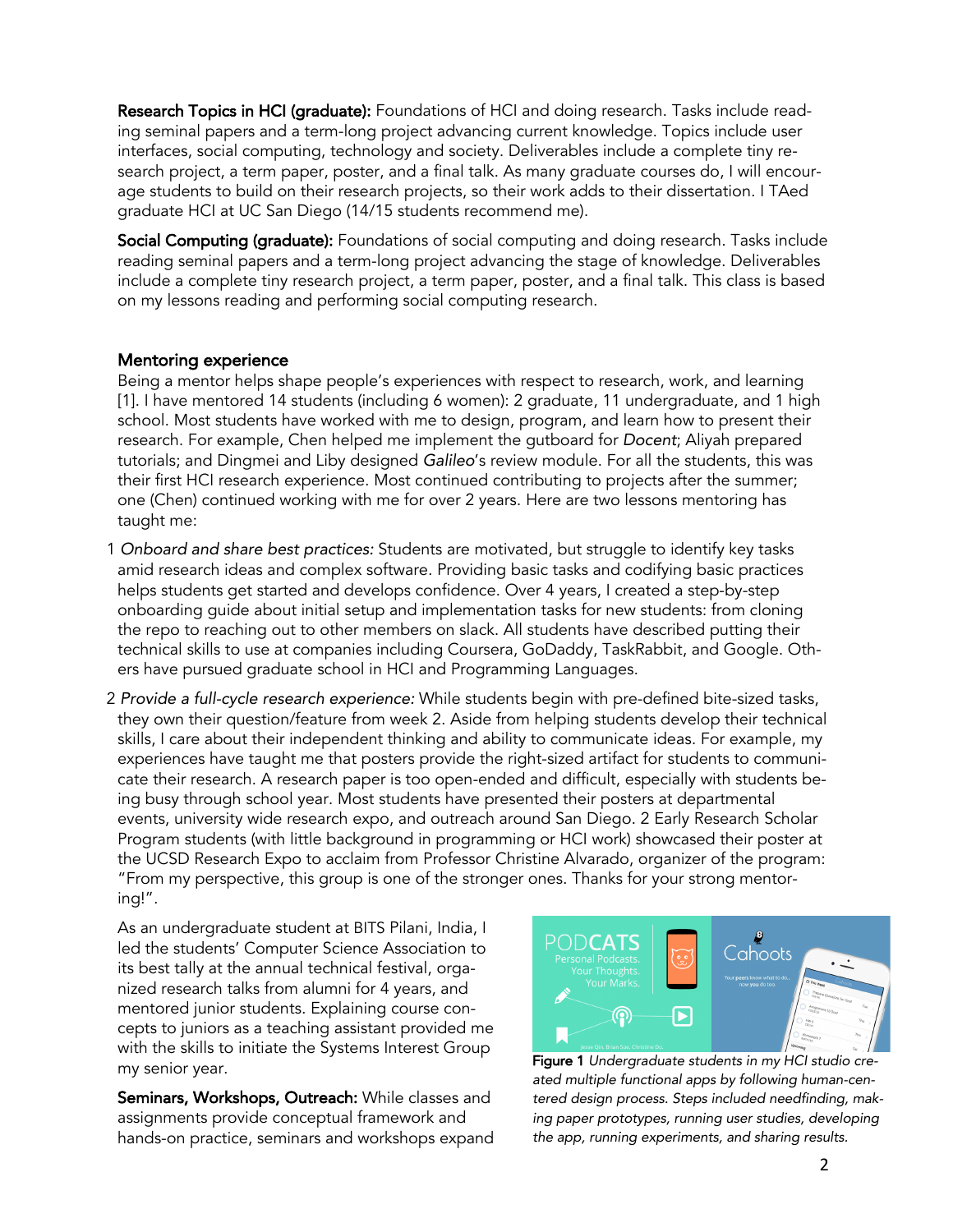**Research Topics in HCI (graduate):** Foundations of HCI and doing research. Tasks include reading seminal papers and a term-long project advancing current knowledge. Topics include user interfaces, social computing, technology and society. Deliverables include a complete tiny research project, a term paper, poster, and a final talk. As many graduate courses do, I will encourage students to build on their research projects, so their work adds to their dissertation. I TAed graduate HCI at UC San Diego (14/15 students recommend me).

**Social Computing (graduate):** Foundations of social computing and doing research. Tasks include reading seminal papers and a term-long project advancing the stage of knowledge. Deliverables include a complete tiny research project, a term paper, poster, and a final talk. This class is based on my lessons reading and performing social computing research.

### Mentoring experience

Being a mentor helps shape people's experiences with respect to research, work, and learning [1]. I have mentored 14 students (including 6 women): 2 graduate, 11 undergraduate, and 1 high school. Most students have worked with me to design, program, and learn how to present their research. For example, Chen helped me implement the gutboard for *Docent*; Aliyah prepared tutorials; and Dingmei and Liby designed *Galileo*'s review module. For all the students, this was their first HCI research experience. Most continued contributing to projects after the summer; one (Chen) continued working with me for over 2 years. Here are two lessons mentoring has taught me:

1. *Onboard and share best practices:* Students are motivated, but struggle to identify key tasks amid research ideas and complex software. Providing basic tasks and codifying basic practices helps students get started and develops confidence. Over 4 years, I created a step-by-step onboarding guide about initial setup and implementation tasks for new students: from cloning the repo to reaching out to other members on slack. All students have described putting their technical skills to use at companies including Coursera, GoDaddy, TaskRabbit, and Google. Others have pursued graduate school in HCI and Programming Languages.
2. *Provide a full-cycle research experience:* While students begin with pre-defined bite-sized tasks, they own their question/feature from week 2. Aside from helping students develop their technical skills, I care about their independent thinking and ability to communicate ideas. For example, my experiences have taught me that posters provide the right-sized artifact for students to communicate their research. A research paper is too open-ended and difficult, especially with students being busy through school year. Most students have presented their posters at departmental events, university wide research expo, and outreach around San Diego. 2 Early Research Scholar Program students (with little background in programming or HCI work) showcased their poster at the UCSD Research Expo to acclaim from Professor Christine Alvarado, organizer of the program: "From my perspective, this group is one of the stronger ones. Thanks for your strong mentoring!".

As an undergraduate student at BITS Pilani, India, I led the students' Computer Science Association to its best tally at the annual technical festival, organized research talks from alumni for 4 years, and mentored junior students. Explaining course concepts to juniors as a teaching assistant provided me with the skills to initiate the Systems Interest Group my senior year.

**Figure 1** *Undergraduate students in my HCI studio created multiple functional apps by following human-centered design process. Steps included needfinding, making paper prototypes, running user studies, developing the app, running experiments, and sharing results.*

**Seminars, Workshops, Outreach:** While classes and assignments provide conceptual framework and hands-on practice, seminars and workshops expand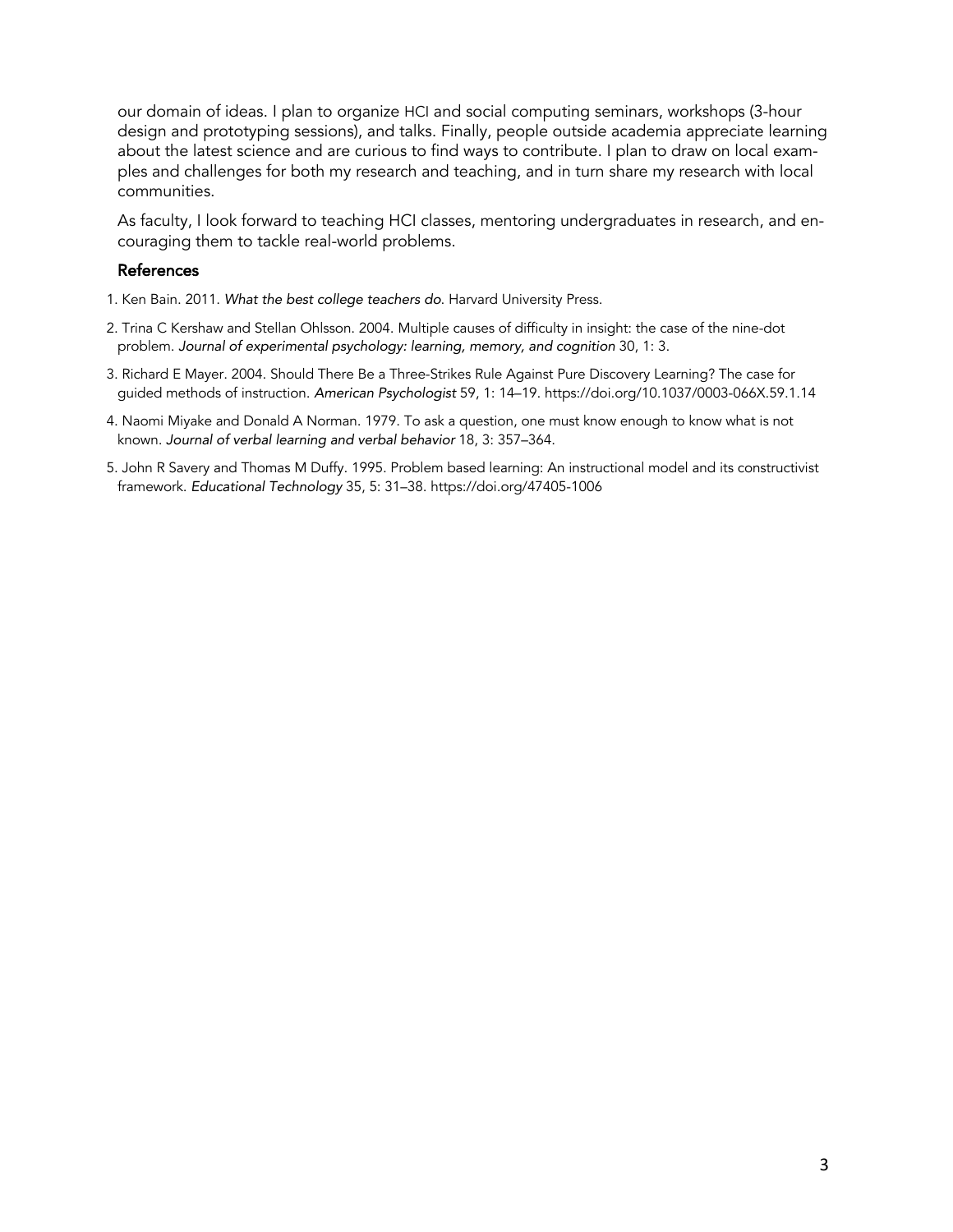our domain of ideas. I plan to organize HCI and social computing seminars, workshops (3-hour design and prototyping sessions), and talks. Finally, people outside academia appreciate learning about the latest science and are curious to find ways to contribute. I plan to draw on local examples and challenges for both my research and teaching, and in turn share my research with local communities.

As faculty, I look forward to teaching HCI classes, mentoring undergraduates in research, and encouraging them to tackle real-world problems.

### References

1. Ken Bain. 2011. *What the best college teachers do*. Harvard University Press.
2. Trina C Kershaw and Stellan Ohlsson. 2004. Multiple causes of difficulty in insight: the case of the nine-dot problem. *Journal of experimental psychology: learning, memory, and cognition* 30, 1: 3.
3. Richard E Mayer. 2004. Should There Be a Three-Strikes Rule Against Pure Discovery Learning? The case for guided methods of instruction. *American Psychologist* 59, 1: 14–19. https://doi.org/10.1037/0003-066X.59.1.14
4. Naomi Miyake and Donald A Norman. 1979. To ask a question, one must know enough to know what is not known. *Journal of verbal learning and verbal behavior* 18, 3: 357–364.
5. John R Savery and Thomas M Duffy. 1995. Problem based learning: An instructional model and its constructivist framework. *Educational Technology* 35, 5: 31–38. https://doi.org/47405-1006